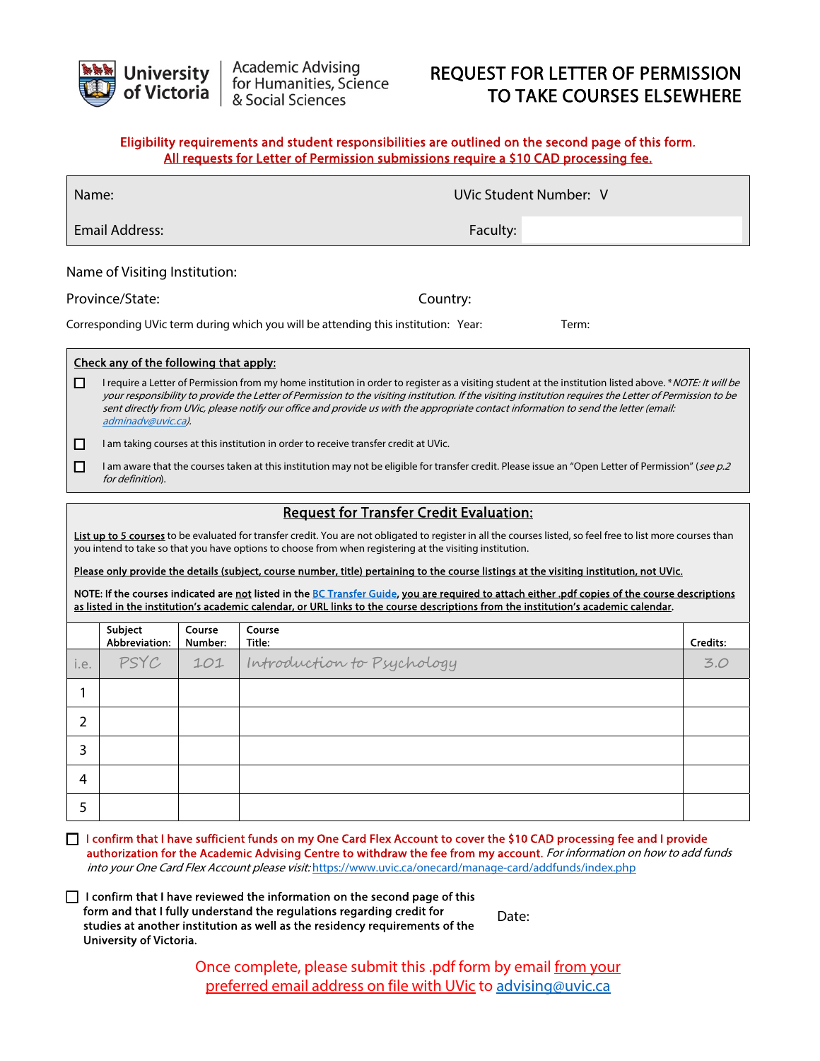University of Victoria | Academic Advising for Humanities, Science & Social Sciences

# REQUEST FOR LETTER OF PERMISSION TO TAKE COURSES ELSEWHERE

**Eligibility requirements and student responsibilities are outlined on the second page of this form.**
**All requests for Letter of Permission submissions require a $10 CAD processing fee.**

Name:

UVic Student Number: V

Email Address:

Faculty:

Name of Visiting Institution:

Province/State:

Country:

Corresponding UVic term during which you will be attending this institution: Year: Term:

**Check any of the following that apply:**

- ☐ I require a Letter of Permission from my home institution in order to register as a visiting student at the institution listed above. **NOTE: It will be your responsibility to provide the Letter of Permission to the visiting institution. If the visiting institution requires the Letter of Permission to be sent directly from UVic, please notify our office and provide us with the appropriate contact information to send the letter (email: adminadv@uvic.ca).*
- ☐ I am taking courses at this institution in order to receive transfer credit at UVic.
- ☐ I am aware that the courses taken at this institution may not be eligible for transfer credit. Please issue an "Open Letter of Permission" (*see p.2 for definition*).

## Request for Transfer Credit Evaluation:

**List up to 5 courses** to be evaluated for transfer credit. You are not obligated to register in all the courses listed, so feel free to list more courses than you intend to take so that you have options to choose from when registering at the visiting institution.

**Please only provide the details (subject, course number, title) pertaining to the course listings at the visiting institution, not UVic.**

**NOTE: If the courses indicated are not listed in the BC Transfer Guide, you are required to attach either .pdf copies of the course descriptions as listed in the institution's academic calendar, or URL links to the course descriptions from the institution's academic calendar.**

| | Subject Abbreviation: | Course Number: | Course Title: | Credits: |
|---|---|---|---|---|
| i.e. | PSYC | 101 | Introduction to Psychology | 3.0 |
| 1 | | | | |
| 2 | | | | |
| 3 | | | | |
| 4 | | | | |
| 5 | | | | |

☐ **I confirm that I have sufficient funds on my One Card Flex Account to cover the $10 CAD processing fee and I provide authorization for the Academic Advising Centre to withdraw the fee from my account.** *For information on how to add funds into your One Card Flex Account please visit:* https://www.uvic.ca/onecard/manage-card/addfunds/index.php

☐ **I confirm that I have reviewed the information on the second page of this form and that I fully understand the regulations regarding credit for studies at another institution as well as the residency requirements of the University of Victoria.**

Date:

Once complete, please submit this .pdf form by email from your preferred email address on file with UVic to advising@uvic.ca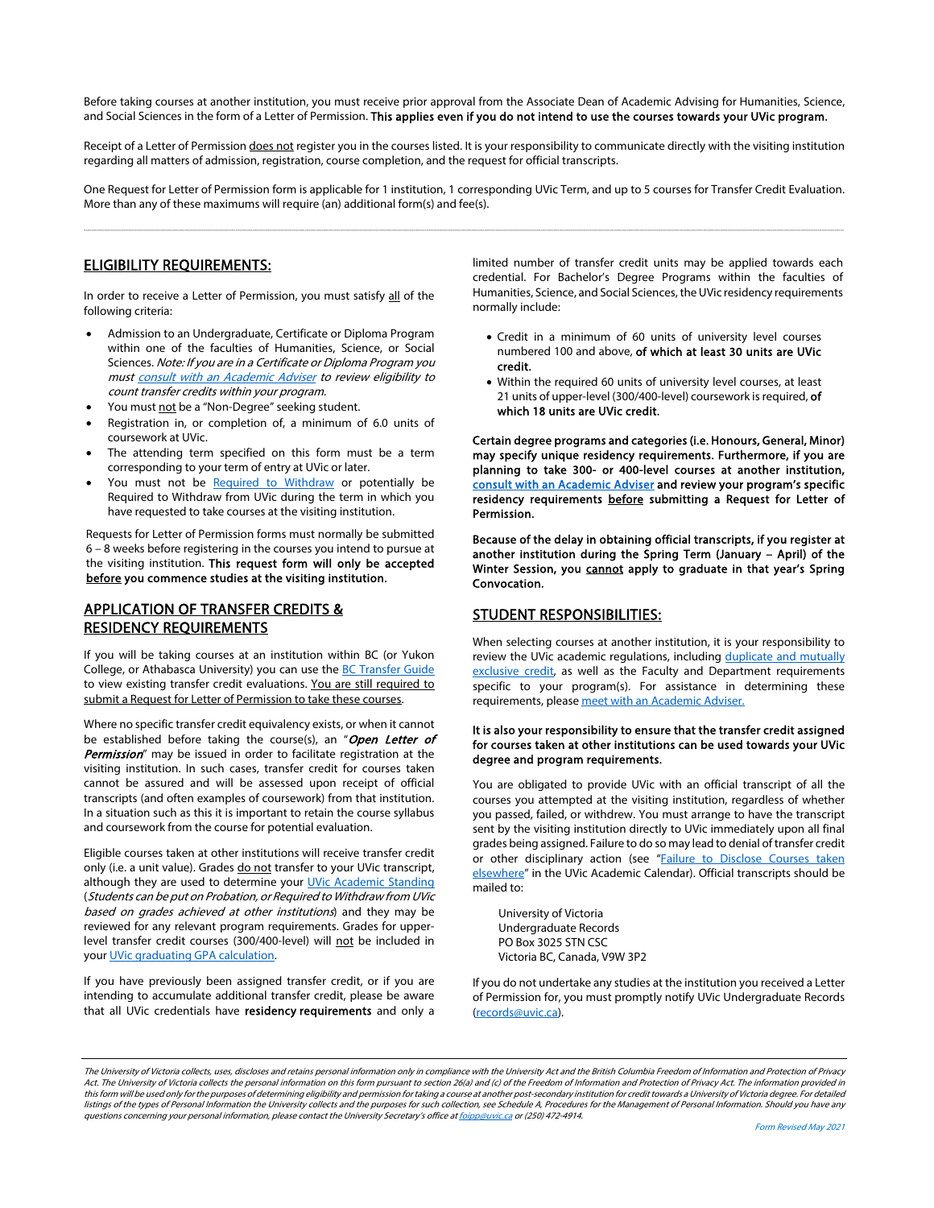Before taking courses at another institution, you must receive prior approval from the Associate Dean of Academic Advising for Humanities, Science, and Social Sciences in the form of a Letter of Permission. **This applies even if you do not intend to use the courses towards your UVic program.**

Receipt of a Letter of Permission does not register you in the courses listed. It is your responsibility to communicate directly with the visiting institution regarding all matters of admission, registration, course completion, and the request for official transcripts.

One Request for Letter of Permission form is applicable for 1 institution, 1 corresponding UVic Term, and up to 5 courses for Transfer Credit Evaluation. More than any of these maximums will require (an) additional form(s) and fee(s).

---

## ELIGIBILITY REQUIREMENTS:

In order to receive a Letter of Permission, you must satisfy all of the following criteria:

- Admission to an Undergraduate, Certificate or Diploma Program within one of the faculties of Humanities, Science, or Social Sciences. *Note: If you are in a Certificate or Diploma Program you must consult with an Academic Adviser to review eligibility to count transfer credits within your program.*
- You must not be a "Non-Degree" seeking student.
- Registration in, or completion of, a minimum of 6.0 units of coursework at UVic.
- The attending term specified on this form must be a term corresponding to your term of entry at UVic or later.
- You must not be Required to Withdraw or potentially be Required to Withdraw from UVic during the term in which you have requested to take courses at the visiting institution.

Requests for Letter of Permission forms must normally be submitted 6 – 8 weeks before registering in the courses you intend to pursue at the visiting institution. **This request form will only be accepted before you commence studies at the visiting institution.**

## APPLICATION OF TRANSFER CREDITS & RESIDENCY REQUIREMENTS

If you will be taking courses at an institution within BC (or Yukon College, or Athabasca University) you can use the BC Transfer Guide to view existing transfer credit evaluations. You are still required to submit a Request for Letter of Permission to take these courses.

Where no specific transfer credit equivalency exists, or when it cannot be established before taking the course(s), an "***Open Letter of Permission***" may be issued in order to facilitate registration at the visiting institution. In such cases, transfer credit for courses taken cannot be assured and will be assessed upon receipt of official transcripts (and often examples of coursework) from that institution. In a situation such as this it is important to retain the course syllabus and coursework from the course for potential evaluation.

Eligible courses taken at other institutions will receive transfer credit only (i.e. a unit value). Grades do not transfer to your UVic transcript, although they are used to determine your UVic Academic Standing (*Students can be put on Probation, or Required to Withdraw from UVic based on grades achieved at other institutions*) and they may be reviewed for any relevant program requirements. Grades for upper-level transfer credit courses (300/400-level) will not be included in your UVic graduating GPA calculation.

If you have previously been assigned transfer credit, or if you are intending to accumulate additional transfer credit, please be aware that all UVic credentials have **residency requirements** and only a limited number of transfer credit units may be applied towards each credential. For Bachelor's Degree Programs within the faculties of Humanities, Science, and Social Sciences, the UVic residency requirements normally include:

- Credit in a minimum of 60 units of university level courses numbered 100 and above, **of which at least 30 units are UVic credit.**
- Within the required 60 units of university level courses, at least 21 units of upper-level (300/400-level) coursework is required, **of which 18 units are UVic credit.**

**Certain degree programs and categories (i.e. Honours, General, Minor) may specify unique residency requirements. Furthermore, if you are planning to take 300- or 400-level courses at another institution, consult with an Academic Adviser and review your program's specific residency requirements before submitting a Request for Letter of Permission.**

**Because of the delay in obtaining official transcripts, if you register at another institution during the Spring Term (January – April) of the Winter Session, you cannot apply to graduate in that year's Spring Convocation.**

## STUDENT RESPONSIBILITIES:

When selecting courses at another institution, it is your responsibility to review the UVic academic regulations, including duplicate and mutually exclusive credit, as well as the Faculty and Department requirements specific to your program(s). For assistance in determining these requirements, please meet with an Academic Adviser.

**It is also your responsibility to ensure that the transfer credit assigned for courses taken at other institutions can be used towards your UVic degree and program requirements.**

You are obligated to provide UVic with an official transcript of all the courses you attempted at the visiting institution, regardless of whether you passed, failed, or withdrew. You must arrange to have the transcript sent by the visiting institution directly to UVic immediately upon all final grades being assigned. Failure to do so may lead to denial of transfer credit or other disciplinary action (see "Failure to Disclose Courses taken elsewhere" in the UVic Academic Calendar). Official transcripts should be mailed to:

University of Victoria
Undergraduate Records
PO Box 3025 STN CSC
Victoria BC, Canada, V9W 3P2

If you do not undertake any studies at the institution you received a Letter of Permission for, you must promptly notify UVic Undergraduate Records (records@uvic.ca).

---

*The University of Victoria collects, uses, discloses and retains personal information only in compliance with the University Act and the British Columbia Freedom of Information and Protection of Privacy Act. The University of Victoria collects the personal information on this form pursuant to section 26(a) and (c) of the Freedom of Information and Protection of Privacy Act. The information provided in this form will be used only for the purposes of determining eligibility and permission for taking a course at another post-secondary institution for credit towards a University of Victoria degree. For detailed listings of the types of Personal Information the University collects and the purposes for such collection, see Schedule A, Procedures for the Management of Personal Information. Should you have any questions concerning your personal information, please contact the University Secretary's office at foipp@uvic.ca or (250) 472-4914.*

*Form Revised May 2021*